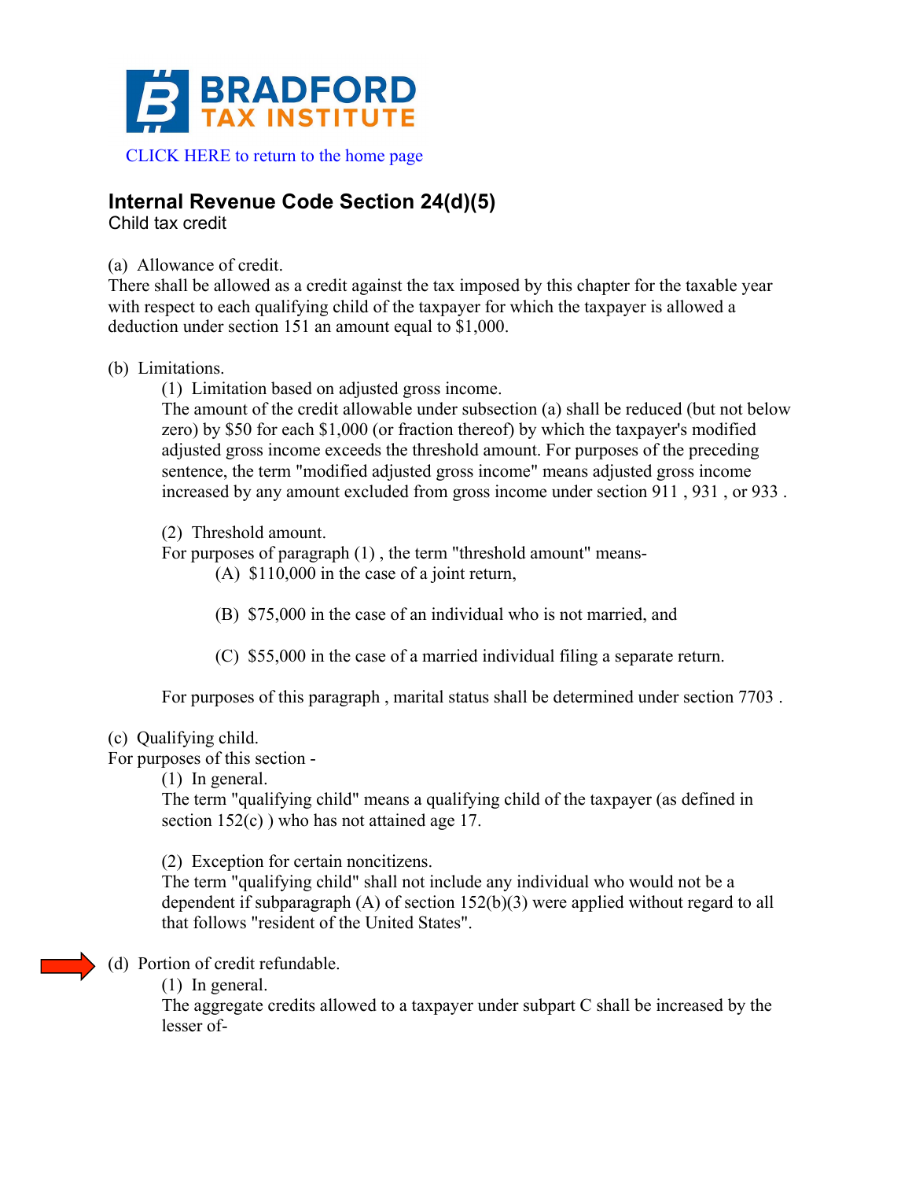**BRADFORD**
**TAX INSTITUTE**

CLICK HERE to return to the home page

## Internal Revenue Code Section 24(d)(5)

Child tax credit

(a) Allowance of credit.
There shall be allowed as a credit against the tax imposed by this chapter for the taxable year with respect to each qualifying child of the taxpayer for which the taxpayer is allowed a deduction under section 151 an amount equal to $1,000.

(b) Limitations.

(1) Limitation based on adjusted gross income.
The amount of the credit allowable under subsection (a) shall be reduced (but not below zero) by $50 for each $1,000 (or fraction thereof) by which the taxpayer's modified adjusted gross income exceeds the threshold amount. For purposes of the preceding sentence, the term "modified adjusted gross income" means adjusted gross income increased by any amount excluded from gross income under section 911 , 931 , or 933 .

(2) Threshold amount.
For purposes of paragraph (1) , the term "threshold amount" means-

(A) $110,000 in the case of a joint return,

(B) $75,000 in the case of an individual who is not married, and

(C) $55,000 in the case of a married individual filing a separate return.

For purposes of this paragraph , marital status shall be determined under section 7703 .

(c) Qualifying child.
For purposes of this section -

(1) In general.
The term "qualifying child" means a qualifying child of the taxpayer (as defined in section 152(c) ) who has not attained age 17.

(2) Exception for certain noncitizens.
The term "qualifying child" shall not include any individual who would not be a dependent if subparagraph (A) of section 152(b)(3) were applied without regard to all that follows "resident of the United States".

(d) Portion of credit refundable.

(1) In general.
The aggregate credits allowed to a taxpayer under subpart C shall be increased by the lesser of-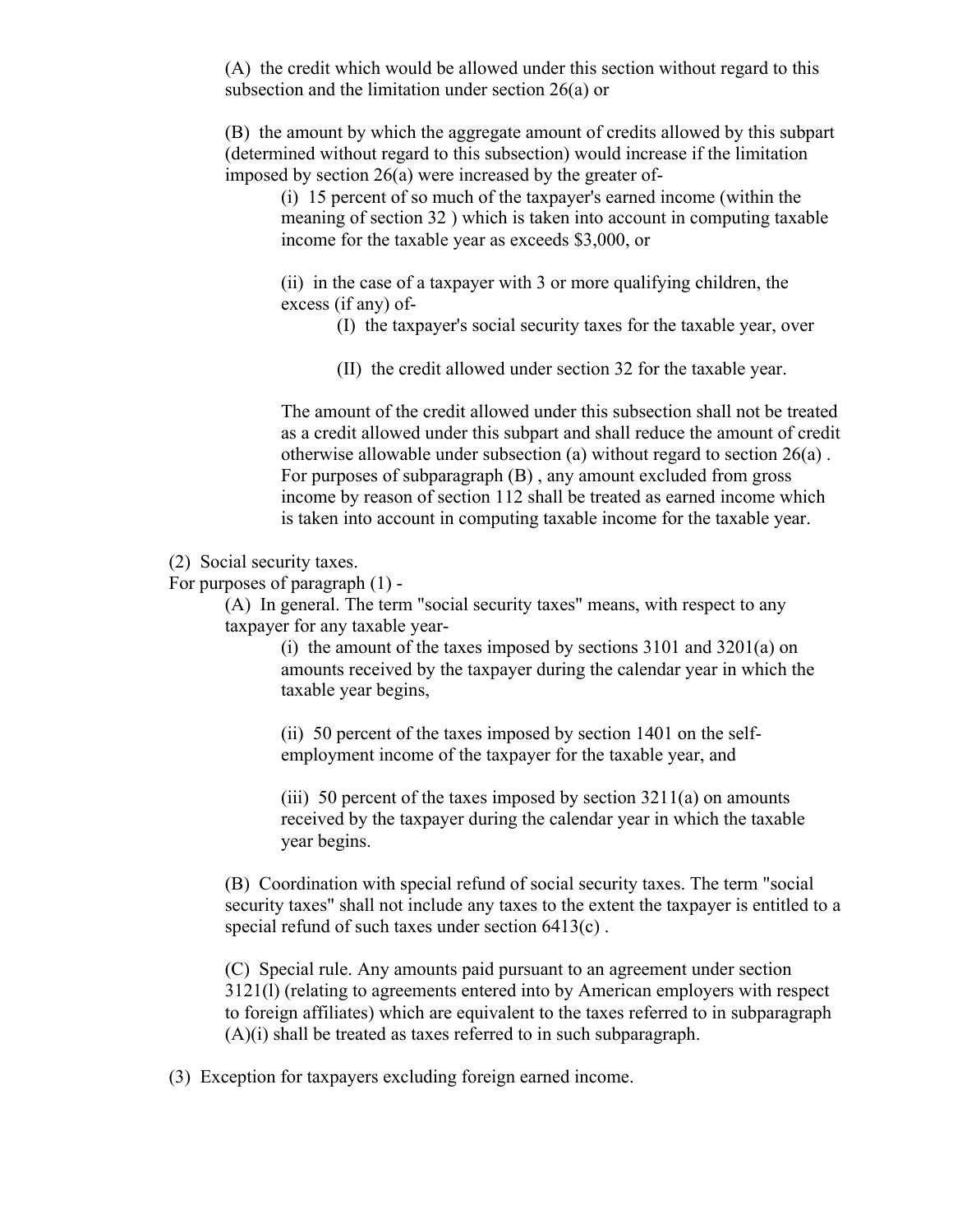(A) the credit which would be allowed under this section without regard to this subsection and the limitation under section 26(a) or

(B) the amount by which the aggregate amount of credits allowed by this subpart (determined without regard to this subsection) would increase if the limitation imposed by section 26(a) were increased by the greater of-

(i) 15 percent of so much of the taxpayer's earned income (within the meaning of section 32 ) which is taken into account in computing taxable income for the taxable year as exceeds $3,000, or

(ii) in the case of a taxpayer with 3 or more qualifying children, the excess (if any) of-

(I) the taxpayer's social security taxes for the taxable year, over

(II) the credit allowed under section 32 for the taxable year.

The amount of the credit allowed under this subsection shall not be treated as a credit allowed under this subpart and shall reduce the amount of credit otherwise allowable under subsection (a) without regard to section 26(a) . For purposes of subparagraph (B) , any amount excluded from gross income by reason of section 112 shall be treated as earned income which is taken into account in computing taxable income for the taxable year.

(2) Social security taxes.

For purposes of paragraph (1) -

(A) In general. The term "social security taxes" means, with respect to any taxpayer for any taxable year-

(i) the amount of the taxes imposed by sections 3101 and 3201(a) on amounts received by the taxpayer during the calendar year in which the taxable year begins,

(ii) 50 percent of the taxes imposed by section 1401 on the self-employment income of the taxpayer for the taxable year, and

(iii) 50 percent of the taxes imposed by section 3211(a) on amounts received by the taxpayer during the calendar year in which the taxable year begins.

(B) Coordination with special refund of social security taxes. The term "social security taxes" shall not include any taxes to the extent the taxpayer is entitled to a special refund of such taxes under section 6413(c) .

(C) Special rule. Any amounts paid pursuant to an agreement under section 3121(l) (relating to agreements entered into by American employers with respect to foreign affiliates) which are equivalent to the taxes referred to in subparagraph (A)(i) shall be treated as taxes referred to in such subparagraph.

(3) Exception for taxpayers excluding foreign earned income.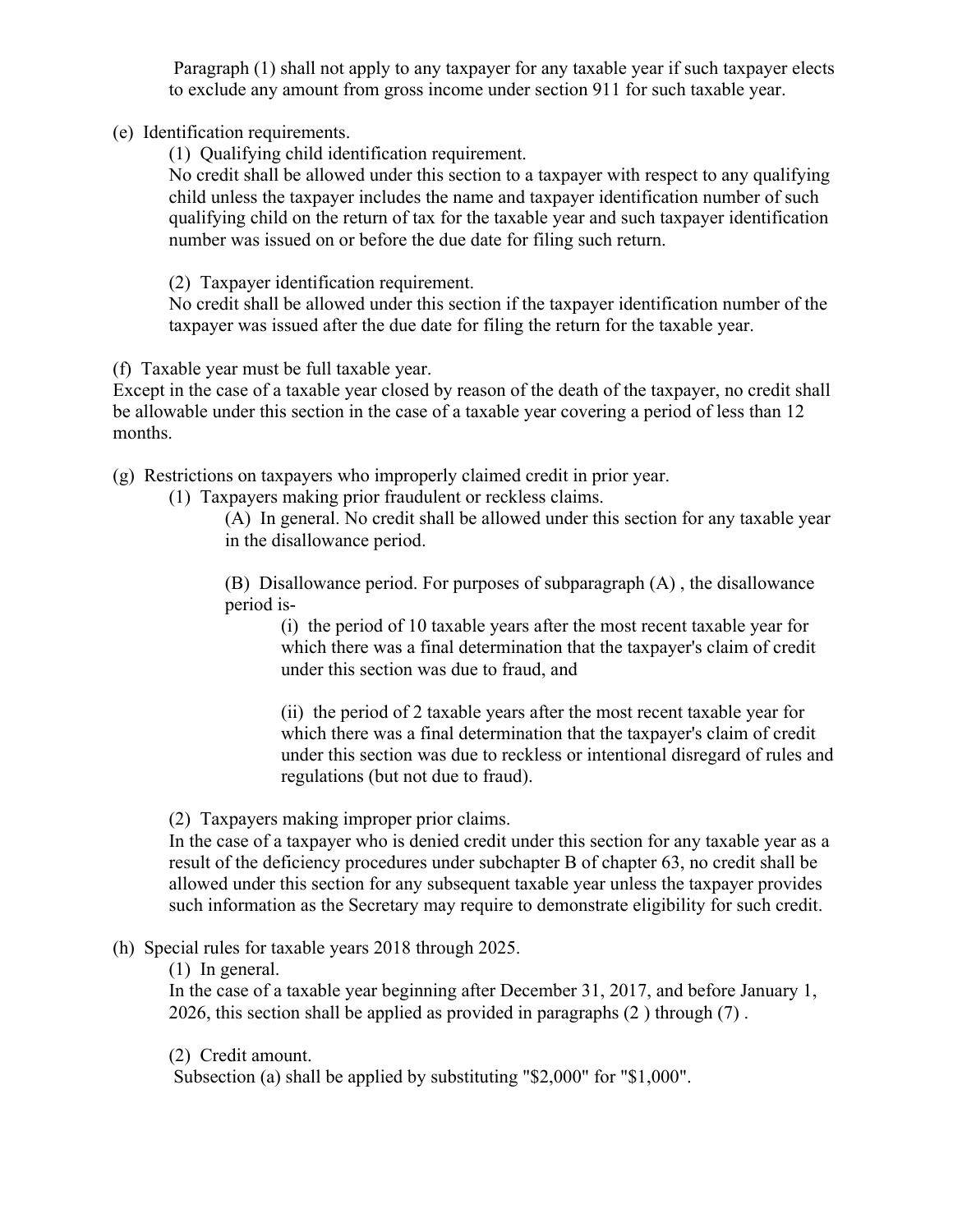Paragraph (1) shall not apply to any taxpayer for any taxable year if such taxpayer elects to exclude any amount from gross income under section 911 for such taxable year.

(e) Identification requirements.

(1) Qualifying child identification requirement.
No credit shall be allowed under this section to a taxpayer with respect to any qualifying child unless the taxpayer includes the name and taxpayer identification number of such qualifying child on the return of tax for the taxable year and such taxpayer identification number was issued on or before the due date for filing such return.

(2) Taxpayer identification requirement.
No credit shall be allowed under this section if the taxpayer identification number of the taxpayer was issued after the due date for filing the return for the taxable year.

(f) Taxable year must be full taxable year.
Except in the case of a taxable year closed by reason of the death of the taxpayer, no credit shall be allowable under this section in the case of a taxable year covering a period of less than 12 months.

(g) Restrictions on taxpayers who improperly claimed credit in prior year.

(1) Taxpayers making prior fraudulent or reckless claims.

(A) In general. No credit shall be allowed under this section for any taxable year in the disallowance period.

(B) Disallowance period. For purposes of subparagraph (A) , the disallowance period is-

(i) the period of 10 taxable years after the most recent taxable year for which there was a final determination that the taxpayer's claim of credit under this section was due to fraud, and

(ii) the period of 2 taxable years after the most recent taxable year for which there was a final determination that the taxpayer's claim of credit under this section was due to reckless or intentional disregard of rules and regulations (but not due to fraud).

(2) Taxpayers making improper prior claims.
In the case of a taxpayer who is denied credit under this section for any taxable year as a result of the deficiency procedures under subchapter B of chapter 63, no credit shall be allowed under this section for any subsequent taxable year unless the taxpayer provides such information as the Secretary may require to demonstrate eligibility for such credit.

(h) Special rules for taxable years 2018 through 2025.

(1) In general.
In the case of a taxable year beginning after December 31, 2017, and before January 1, 2026, this section shall be applied as provided in paragraphs (2 ) through (7) .

(2) Credit amount.
Subsection (a) shall be applied by substituting "$2,000" for "$1,000".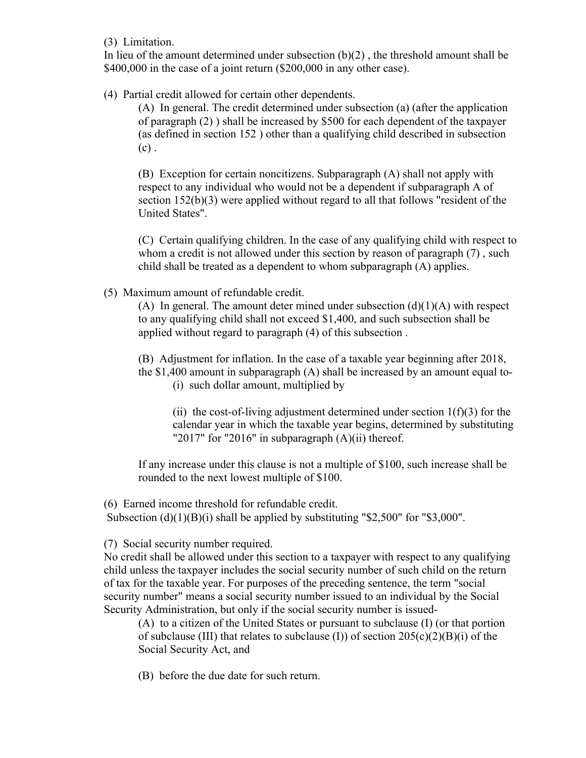(3) Limitation.
In lieu of the amount determined under subsection (b)(2) , the threshold amount shall be $400,000 in the case of a joint return ($200,000 in any other case).

(4) Partial credit allowed for certain other dependents.

> (A) In general. The credit determined under subsection (a) (after the application of paragraph (2) ) shall be increased by $500 for each dependent of the taxpayer (as defined in section 152 ) other than a qualifying child described in subsection (c) .
>
> (B) Exception for certain noncitizens. Subparagraph (A) shall not apply with respect to any individual who would not be a dependent if subparagraph A of section 152(b)(3) were applied without regard to all that follows "resident of the United States".
>
> (C) Certain qualifying children. In the case of any qualifying child with respect to whom a credit is not allowed under this section by reason of paragraph (7) , such child shall be treated as a dependent to whom subparagraph (A) applies.

(5) Maximum amount of refundable credit.

> (A) In general. The amount deter mined under subsection (d)(1)(A) with respect to any qualifying child shall not exceed $1,400, and such subsection shall be applied without regard to paragraph (4) of this subsection .
>
> (B) Adjustment for inflation. In the case of a taxable year beginning after 2018, the $1,400 amount in subparagraph (A) shall be increased by an amount equal to-
>
> > (i) such dollar amount, multiplied by
> >
> > (ii) the cost-of-living adjustment determined under section 1(f)(3) for the calendar year in which the taxable year begins, determined by substituting "2017" for "2016" in subparagraph (A)(ii) thereof.
>
> If any increase under this clause is not a multiple of $100, such increase shall be rounded to the next lowest multiple of $100.

(6) Earned income threshold for refundable credit.
Subsection (d)(1)(B)(i) shall be applied by substituting "$2,500" for "$3,000".

(7) Social security number required.
No credit shall be allowed under this section to a taxpayer with respect to any qualifying child unless the taxpayer includes the social security number of such child on the return of tax for the taxable year. For purposes of the preceding sentence, the term "social security number" means a social security number issued to an individual by the Social Security Administration, but only if the social security number is issued-

> (A) to a citizen of the United States or pursuant to subclause (I) (or that portion of subclause (III) that relates to subclause (I)) of section 205(c)(2)(B)(i) of the Social Security Act, and
>
> (B) before the due date for such return.